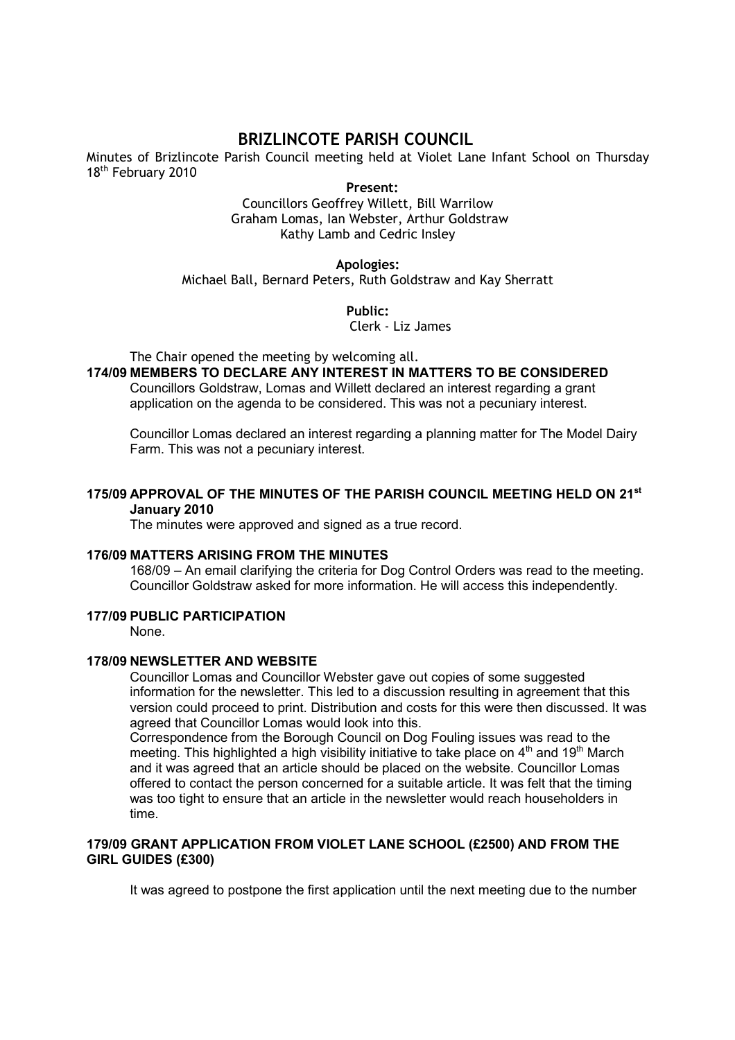# BRIZLINCOTE PARISH COUNCIL

Minutes of Brizlincote Parish Council meeting held at Violet Lane Infant School on Thursday 18th February 2010

**Present:**
Councillors Geoffrey Willett, Bill Warrilow
Graham Lomas, Ian Webster, Arthur Goldstraw
Kathy Lamb and Cedric Insley

**Apologies:**
Michael Ball, Bernard Peters, Ruth Goldstraw and Kay Sherratt

**Public:**
Clerk - Liz James

The Chair opened the meeting by welcoming all.

**174/09 MEMBERS TO DECLARE ANY INTEREST IN MATTERS TO BE CONSIDERED**

Councillors Goldstraw, Lomas and Willett declared an interest regarding a grant application on the agenda to be considered. This was not a pecuniary interest.

Councillor Lomas declared an interest regarding a planning matter for The Model Dairy Farm. This was not a pecuniary interest.

**175/09 APPROVAL OF THE MINUTES OF THE PARISH COUNCIL MEETING HELD ON 21st January 2010**

The minutes were approved and signed as a true record.

**176/09 MATTERS ARISING FROM THE MINUTES**

168/09 – An email clarifying the criteria for Dog Control Orders was read to the meeting. Councillor Goldstraw asked for more information. He will access this independently.

**177/09 PUBLIC PARTICIPATION**

None.

**178/09 NEWSLETTER AND WEBSITE**

Councillor Lomas and Councillor Webster gave out copies of some suggested information for the newsletter. This led to a discussion resulting in agreement that this version could proceed to print. Distribution and costs for this were then discussed. It was agreed that Councillor Lomas would look into this.

Correspondence from the Borough Council on Dog Fouling issues was read to the meeting. This highlighted a high visibility initiative to take place on 4th and 19th March and it was agreed that an article should be placed on the website. Councillor Lomas offered to contact the person concerned for a suitable article. It was felt that the timing was too tight to ensure that an article in the newsletter would reach householders in time.

**179/09 GRANT APPLICATION FROM VIOLET LANE SCHOOL (£2500) AND FROM THE GIRL GUIDES (£300)**

It was agreed to postpone the first application until the next meeting due to the number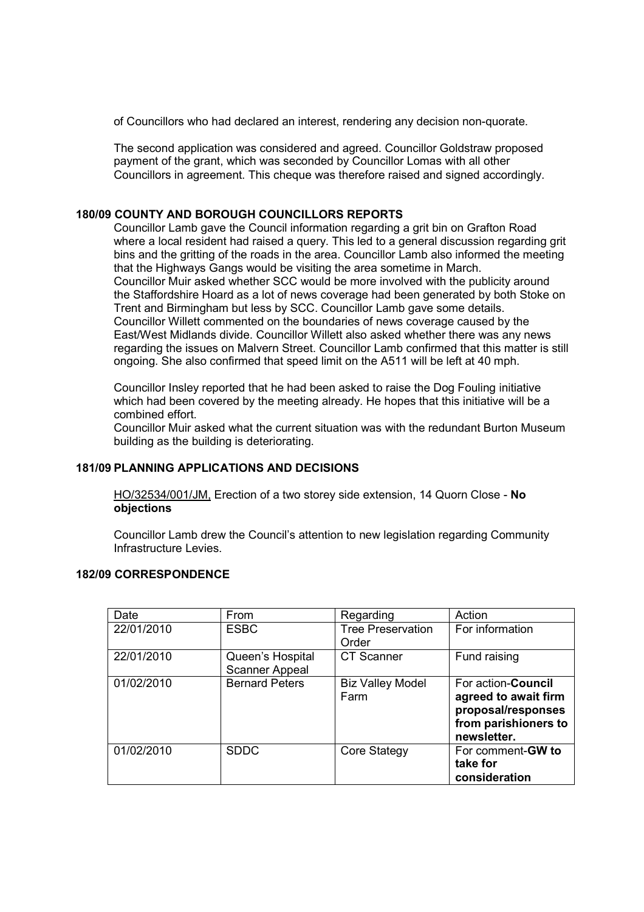of Councillors who had declared an interest, rendering any decision non-quorate.

The second application was considered and agreed. Councillor Goldstraw proposed payment of the grant, which was seconded by Councillor Lomas with all other Councillors in agreement. This cheque was therefore raised and signed accordingly.

## 180/09 COUNTY AND BOROUGH COUNCILLORS REPORTS

Councillor Lamb gave the Council information regarding a grit bin on Grafton Road where a local resident had raised a query. This led to a general discussion regarding grit bins and the gritting of the roads in the area. Councillor Lamb also informed the meeting that the Highways Gangs would be visiting the area sometime in March.
Councillor Muir asked whether SCC would be more involved with the publicity around the Staffordshire Hoard as a lot of news coverage had been generated by both Stoke on Trent and Birmingham but less by SCC. Councillor Lamb gave some details.
Councillor Willett commented on the boundaries of news coverage caused by the East/West Midlands divide. Councillor Willett also asked whether there was any news regarding the issues on Malvern Street. Councillor Lamb confirmed that this matter is still ongoing. She also confirmed that speed limit on the A511 will be left at 40 mph.

Councillor Insley reported that he had been asked to raise the Dog Fouling initiative which had been covered by the meeting already. He hopes that this initiative will be a combined effort.
Councillor Muir asked what the current situation was with the redundant Burton Museum building as the building is deteriorating.

## 181/09 PLANNING APPLICATIONS AND DECISIONS

HO/32534/001/JM, Erection of a two storey side extension, 14 Quorn Close - **No objections**

Councillor Lamb drew the Council's attention to new legislation regarding Community Infrastructure Levies.

## 182/09 CORRESPONDENCE

| Date | From | Regarding | Action |
|---|---|---|---|
| 22/01/2010 | ESBC | Tree Preservation Order | For information |
| 22/01/2010 | Queen's Hospital Scanner Appeal | CT Scanner | Fund raising |
| 01/02/2010 | Bernard Peters | Biz Valley Model Farm | For action-**Council agreed to await firm proposal/responses from parishioners to newsletter.** |
| 01/02/2010 | SDDC | Core Stategy | For comment-**GW to take for consideration** |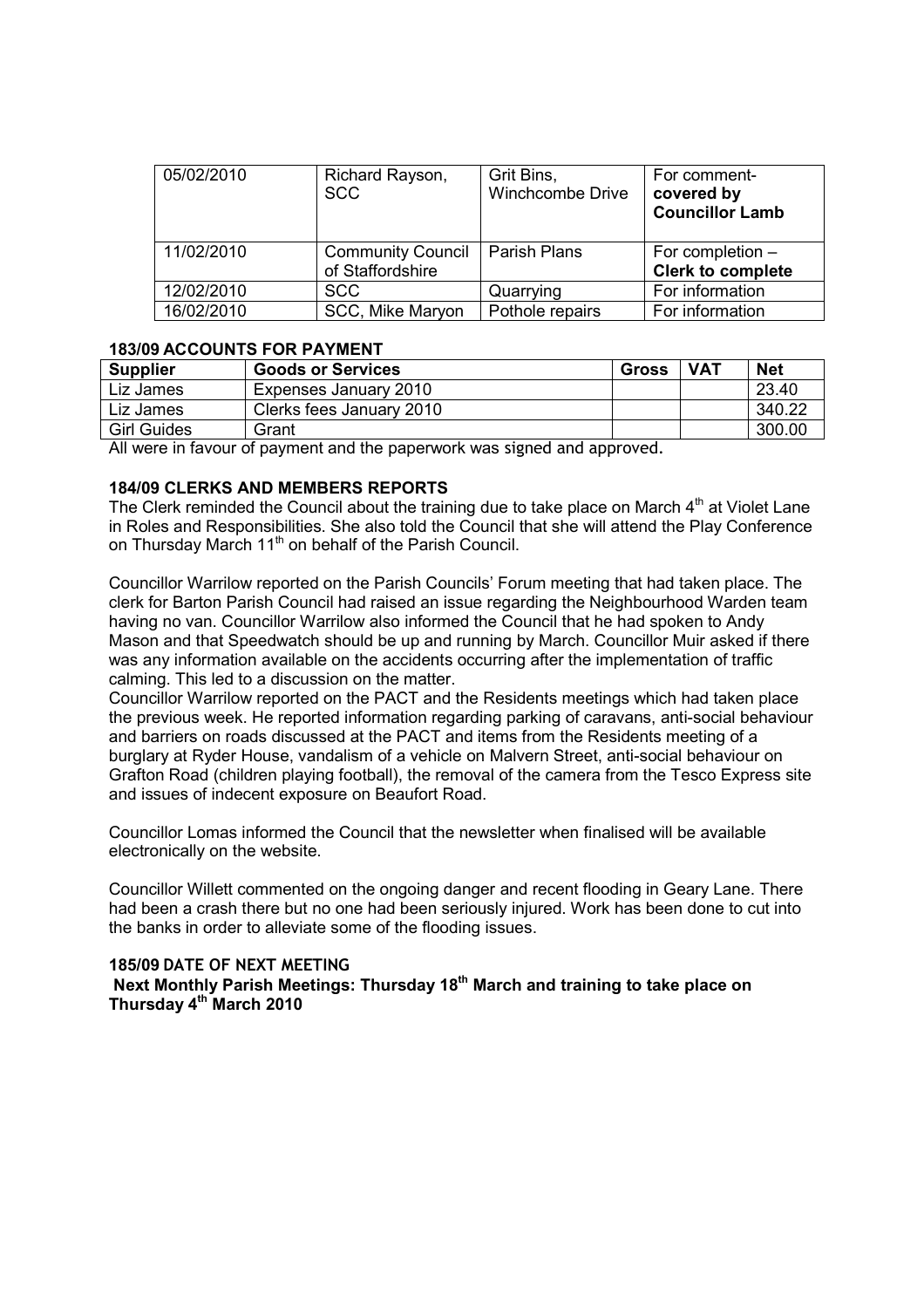| | | | |
|---|---|---|---|
| 05/02/2010 | Richard Rayson, SCC | Grit Bins, Winchcombe Drive | For comment- **covered by Councillor Lamb** |
| 11/02/2010 | Community Council of Staffordshire | Parish Plans | For completion – **Clerk to complete** |
| 12/02/2010 | SCC | Quarrying | For information |
| 16/02/2010 | SCC, Mike Maryon | Pothole repairs | For information |

**183/09 ACCOUNTS FOR PAYMENT**

| Supplier | Goods or Services | Gross | VAT | Net |
|---|---|---|---|---|
| Liz James | Expenses January 2010 | | | 23.40 |
| Liz James | Clerks fees January 2010 | | | 340.22 |
| Girl Guides | Grant | | | 300.00 |

All were in favour of payment and the paperwork was signed and approved.

**184/09 CLERKS AND MEMBERS REPORTS**

The Clerk reminded the Council about the training due to take place on March 4th at Violet Lane in Roles and Responsibilities. She also told the Council that she will attend the Play Conference on Thursday March 11th on behalf of the Parish Council.

Councillor Warrilow reported on the Parish Councils' Forum meeting that had taken place. The clerk for Barton Parish Council had raised an issue regarding the Neighbourhood Warden team having no van. Councillor Warrilow also informed the Council that he had spoken to Andy Mason and that Speedwatch should be up and running by March. Councillor Muir asked if there was any information available on the accidents occurring after the implementation of traffic calming. This led to a discussion on the matter.

Councillor Warrilow reported on the PACT and the Residents meetings which had taken place the previous week. He reported information regarding parking of caravans, anti-social behaviour and barriers on roads discussed at the PACT and items from the Residents meeting of a burglary at Ryder House, vandalism of a vehicle on Malvern Street, anti-social behaviour on Grafton Road (children playing football), the removal of the camera from the Tesco Express site and issues of indecent exposure on Beaufort Road.

Councillor Lomas informed the Council that the newsletter when finalised will be available electronically on the website.

Councillor Willett commented on the ongoing danger and recent flooding in Geary Lane. There had been a crash there but no one had been seriously injured. Work has been done to cut into the banks in order to alleviate some of the flooding issues.

**185/09 DATE OF NEXT MEETING**

**Next Monthly Parish Meetings: Thursday 18th March and training to take place on Thursday 4th March 2010**